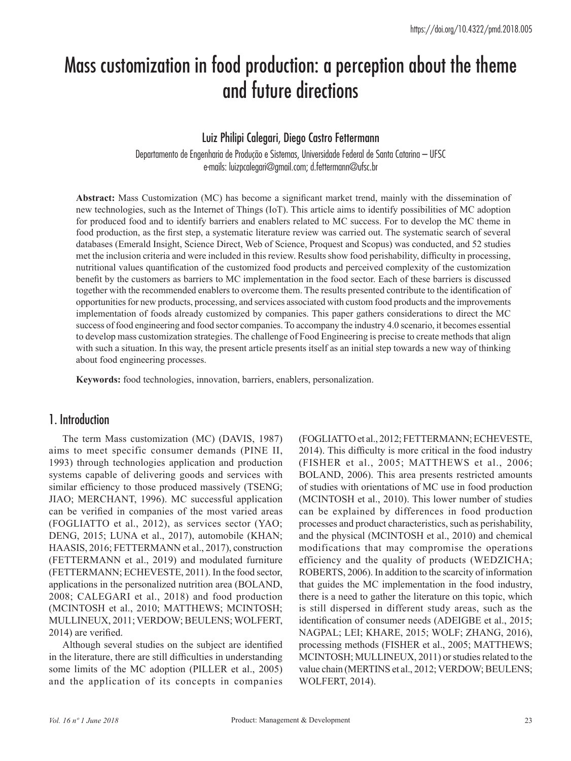https://doi.org/10.4322/pmd.2018.005

# Mass customization in food production: a perception about the theme and future directions

**Luiz Philipi Calegari, Diego Castro Fettermann**

Departamento de Engenharia de Produção e Sistemas, Universidade Federal de Santa Catarina – UFSC
e-mails: luizpcalegari@gmail.com; d.fettermann@ufsc.br

**Abstract:** Mass Customization (MC) has become a significant market trend, mainly with the dissemination of new technologies, such as the Internet of Things (IoT). This article aims to identify possibilities of MC adoption for produced food and to identify barriers and enablers related to MC success. For to develop the MC theme in food production, as the first step, a systematic literature review was carried out. The systematic search of several databases (Emerald Insight, Science Direct, Web of Science, Proquest and Scopus) was conducted, and 52 studies met the inclusion criteria and were included in this review. Results show food perishability, difficulty in processing, nutritional values quantification of the customized food products and perceived complexity of the customization benefit by the customers as barriers to MC implementation in the food sector. Each of these barriers is discussed together with the recommended enablers to overcome them. The results presented contribute to the identification of opportunities for new products, processing, and services associated with custom food products and the improvements implementation of foods already customized by companies. This paper gathers considerations to direct the MC success of food engineering and food sector companies. To accompany the industry 4.0 scenario, it becomes essential to develop mass customization strategies. The challenge of Food Engineering is precise to create methods that align with such a situation. In this way, the present article presents itself as an initial step towards a new way of thinking about food engineering processes.

**Keywords:** food technologies, innovation, barriers, enablers, personalization.

## 1. Introduction

The term Mass customization (MC) (DAVIS, 1987) aims to meet specific consumer demands (PINE II, 1993) through technologies application and production systems capable of delivering goods and services with similar efficiency to those produced massively (TSENG; JIAO; MERCHANT, 1996). MC successful application can be verified in companies of the most varied areas (FOGLIATTO et al., 2012), as services sector (YAO; DENG, 2015; LUNA et al., 2017), automobile (KHAN; HAASIS, 2016; FETTERMANN et al., 2017), construction (FETTERMANN et al., 2019) and modulated furniture (FETTERMANN; ECHEVESTE, 2011). In the food sector, applications in the personalized nutrition area (BOLAND, 2008; CALEGARI et al., 2018) and food production (MCINTOSH et al., 2010; MATTHEWS; MCINTOSH; MULLINEUX, 2011; VERDOW; BEULENS; WOLFERT, 2014) are verified.

Although several studies on the subject are identified in the literature, there are still difficulties in understanding some limits of the MC adoption (PILLER et al., 2005) and the application of its concepts in companies (FOGLIATTO et al., 2012; FETTERMANN; ECHEVESTE, 2014). This difficulty is more critical in the food industry (FISHER et al., 2005; MATTHEWS et al., 2006; BOLAND, 2006). This area presents restricted amounts of studies with orientations of MC use in food production (MCINTOSH et al., 2010). This lower number of studies can be explained by differences in food production processes and product characteristics, such as perishability, and the physical (MCINTOSH et al., 2010) and chemical modifications that may compromise the operations efficiency and the quality of products (WEDZICHA; ROBERTS, 2006). In addition to the scarcity of information that guides the MC implementation in the food industry, there is a need to gather the literature on this topic, which is still dispersed in different study areas, such as the identification of consumer needs (ADEIGBE et al., 2015; NAGPAL; LEI; KHARE, 2015; WOLF; ZHANG, 2016), processing methods (FISHER et al., 2005; MATTHEWS; MCINTOSH; MULLINEUX, 2011) or studies related to the value chain (MERTINS et al., 2012; VERDOW; BEULENS; WOLFERT, 2014).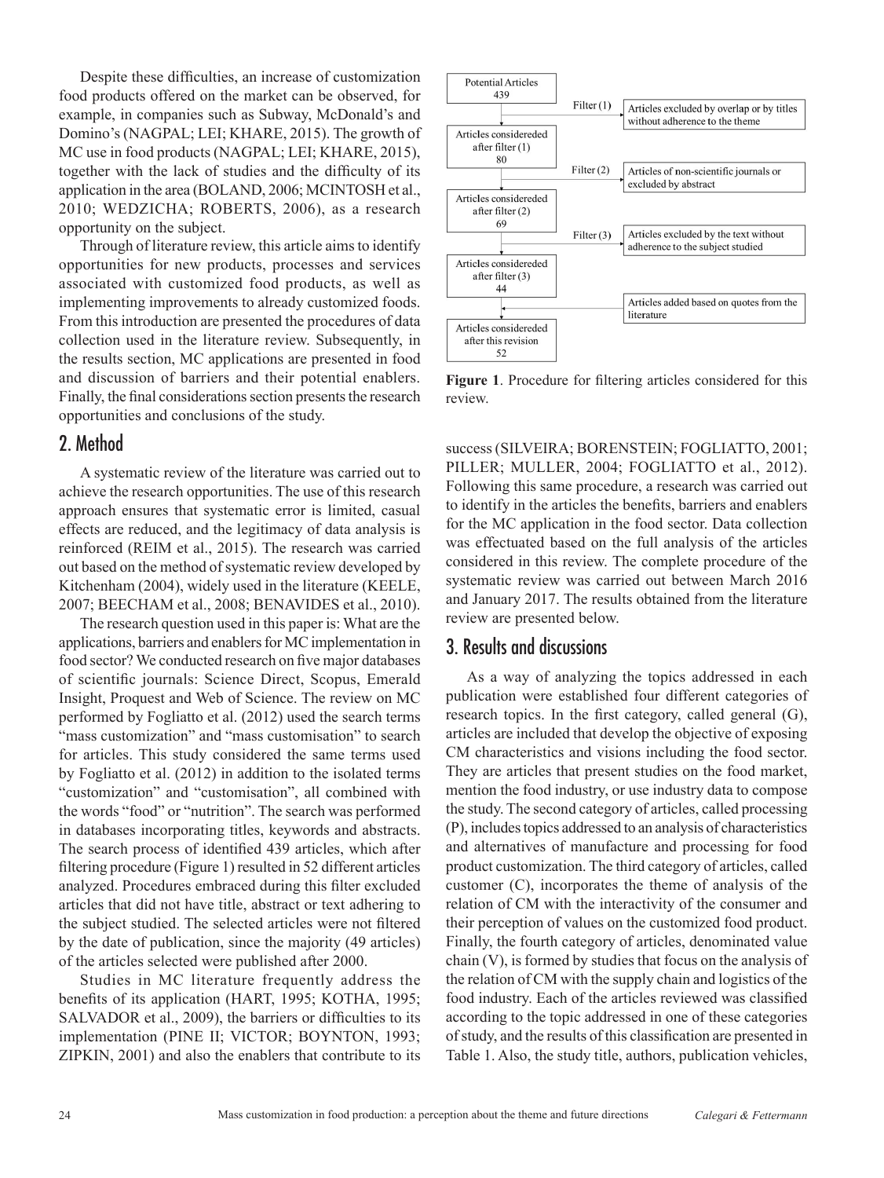Despite these difficulties, an increase of customization food products offered on the market can be observed, for example, in companies such as Subway, McDonald's and Domino's (NAGPAL; LEI; KHARE, 2015). The growth of MC use in food products (NAGPAL; LEI; KHARE, 2015), together with the lack of studies and the difficulty of its application in the area (BOLAND, 2006; MCINTOSH et al., 2010; WEDZICHA; ROBERTS, 2006), as a research opportunity on the subject.

Through of literature review, this article aims to identify opportunities for new products, processes and services associated with customized food products, as well as implementing improvements to already customized foods. From this introduction are presented the procedures of data collection used in the literature review. Subsequently, in the results section, MC applications are presented in food and discussion of barriers and their potential enablers. Finally, the final considerations section presents the research opportunities and conclusions of the study.

## 2. Method

A systematic review of the literature was carried out to achieve the research opportunities. The use of this research approach ensures that systematic error is limited, casual effects are reduced, and the legitimacy of data analysis is reinforced (REIM et al., 2015). The research was carried out based on the method of systematic review developed by Kitchenham (2004), widely used in the literature (KEELE, 2007; BEECHAM et al., 2008; BENAVIDES et al., 2010).

The research question used in this paper is: What are the applications, barriers and enablers for MC implementation in food sector? We conducted research on five major databases of scientific journals: Science Direct, Scopus, Emerald Insight, Proquest and Web of Science. The review on MC performed by Fogliatto et al. (2012) used the search terms "mass customization" and "mass customisation" to search for articles. This study considered the same terms used by Fogliatto et al. (2012) in addition to the isolated terms "customization" and "customisation", all combined with the words "food" or "nutrition". The search was performed in databases incorporating titles, keywords and abstracts. The search process of identified 439 articles, which after filtering procedure (Figure 1) resulted in 52 different articles analyzed. Procedures embraced during this filter excluded articles that did not have title, abstract or text adhering to the subject studied. The selected articles were not filtered by the date of publication, since the majority (49 articles) of the articles selected were published after 2000.

Studies in MC literature frequently address the benefits of its application (HART, 1995; KOTHA, 1995; SALVADOR et al., 2009), the barriers or difficulties to its implementation (PINE II; VICTOR; BOYNTON, 1993; ZIPKIN, 2001) and also the enablers that contribute to its success (SILVEIRA; BORENSTEIN; FOGLIATTO, 2001; PILLER; MULLER, 2004; FOGLIATTO et al., 2012). Following this same procedure, a research was carried out to identify in the articles the benefits, barriers and enablers for the MC application in the food sector. Data collection was effectuated based on the full analysis of the articles considered in this review. The complete procedure of the systematic review was carried out between March 2016 and January 2017. The results obtained from the literature review are presented below.

Potential Articles 439

Filter (1) — Articles excluded by overlap or by titles without adherence to the theme

Articles consideredd after filter (1) 80

Filter (2) — Articles of non-scientific journals or excluded by abstract

Articles consideredd after filter (2) 69

Filter (3) — Articles excluded by the text without adherence to the subject studied

Articles consideredd after filter (3) 44

Articles added based on quotes from the literature

Articles consideredd after this revision 52

**Figure 1**. Procedure for filtering articles considered for this review.

## 3. Results and discussions

As a way of analyzing the topics addressed in each publication were established four different categories of research topics. In the first category, called general (G), articles are included that develop the objective of exposing CM characteristics and visions including the food sector. They are articles that present studies on the food market, mention the food industry, or use industry data to compose the study. The second category of articles, called processing (P), includes topics addressed to an analysis of characteristics and alternatives of manufacture and processing for food product customization. The third category of articles, called customer (C), incorporates the theme of analysis of the relation of CM with the interactivity of the consumer and their perception of values on the customized food product. Finally, the fourth category of articles, denominated value chain (V), is formed by studies that focus on the analysis of the relation of CM with the supply chain and logistics of the food industry. Each of the articles reviewed was classified according to the topic addressed in one of these categories of study, and the results of this classification are presented in Table 1. Also, the study title, authors, publication vehicles,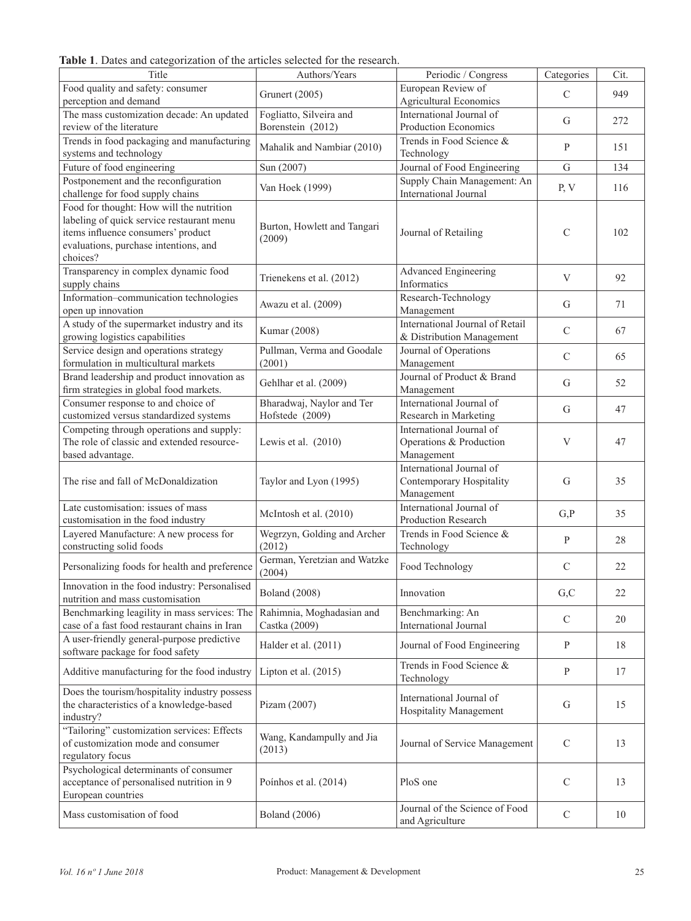**Table 1**. Dates and categorization of the articles selected for the research.

| Title | Authors/Years | Periodic / Congress | Categories | Cit. |
|---|---|---|---|---|
| Food quality and safety: consumer perception and demand | Grunert (2005) | European Review of Agricultural Economics | C | 949 |
| The mass customization decade: An updated review of the literature | Fogliatto, Silveira and Borenstein (2012) | International Journal of Production Economics | G | 272 |
| Trends in food packaging and manufacturing systems and technology | Mahalik and Nambiar (2010) | Trends in Food Science & Technology | P | 151 |
| Future of food engineering | Sun (2007) | Journal of Food Engineering | G | 134 |
| Postponement and the reconfiguration challenge for food supply chains | Van Hoek (1999) | Supply Chain Management: An International Journal | P, V | 116 |
| Food for thought: How will the nutrition labeling of quick service restaurant menu items influence consumers' product evaluations, purchase intentions, and choices? | Burton, Howlett and Tangari (2009) | Journal of Retailing | C | 102 |
| Transparency in complex dynamic food supply chains | Trienekens et al. (2012) | Advanced Engineering Informatics | V | 92 |
| Information–communication technologies open up innovation | Awazu et al. (2009) | Research-Technology Management | G | 71 |
| A study of the supermarket industry and its growing logistics capabilities | Kumar (2008) | International Journal of Retail & Distribution Management | C | 67 |
| Service design and operations strategy formulation in multicultural markets | Pullman, Verma and Goodale (2001) | Journal of Operations Management | C | 65 |
| Brand leadership and product innovation as firm strategies in global food markets. | Gehlhar et al. (2009) | Journal of Product & Brand Management | G | 52 |
| Consumer response to and choice of customized versus standardized systems | Bharadwaj, Naylor and Ter Hofstede (2009) | International Journal of Research in Marketing | G | 47 |
| Competing through operations and supply: The role of classic and extended resource-based advantage. | Lewis et al. (2010) | International Journal of Operations & Production Management | V | 47 |
| The rise and fall of McDonaldization | Taylor and Lyon (1995) | International Journal of Contemporary Hospitality Management | G | 35 |
| Late customisation: issues of mass customisation in the food industry | McIntosh et al. (2010) | International Journal of Production Research | G,P | 35 |
| Layered Manufacture: A new process for constructing solid foods | Wegrzyn, Golding and Archer (2012) | Trends in Food Science & Technology | P | 28 |
| Personalizing foods for health and preference | German, Yeretzian and Watzke (2004) | Food Technology | C | 22 |
| Innovation in the food industry: Personalised nutrition and mass customisation | Boland (2008) | Innovation | G,C | 22 |
| Benchmarking leagility in mass services: The case of a fast food restaurant chains in Iran | Rahimnia, Moghadasian and Castka (2009) | Benchmarking: An International Journal | C | 20 |
| A user-friendly general-purpose predictive software package for food safety | Halder et al. (2011) | Journal of Food Engineering | P | 18 |
| Additive manufacturing for the food industry | Lipton et al. (2015) | Trends in Food Science & Technology | P | 17 |
| Does the tourism/hospitality industry possess the characteristics of a knowledge-based industry? | Pizam (2007) | International Journal of Hospitality Management | G | 15 |
| "Tailoring" customization services: Effects of customization mode and consumer regulatory focus | Wang, Kandampully and Jia (2013) | Journal of Service Management | C | 13 |
| Psychological determinants of consumer acceptance of personalised nutrition in 9 European countries | Poínhos et al. (2014) | PloS one | C | 13 |
| Mass customisation of food | Boland (2006) | Journal of the Science of Food and Agriculture | C | 10 |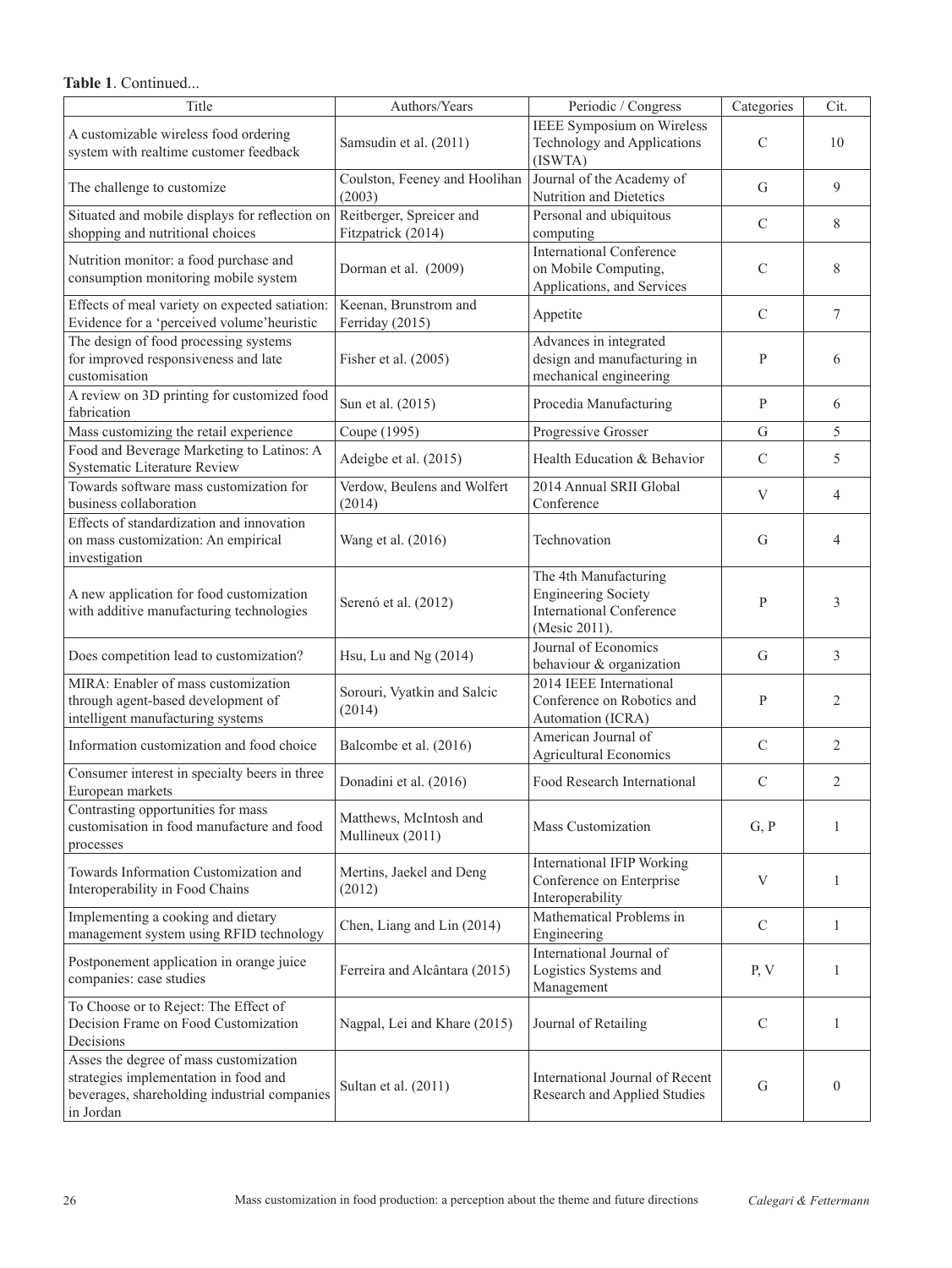**Table 1**. Continued...

| Title | Authors/Years | Periodic / Congress | Categories | Cit. |
|---|---|---|---|---|
| A customizable wireless food ordering system with realtime customer feedback | Samsudin et al. (2011) | IEEE Symposium on Wireless Technology and Applications (ISWTA) | C | 10 |
| The challenge to customize | Coulston, Feeney and Hoolihan (2003) | Journal of the Academy of Nutrition and Dietetics | G | 9 |
| Situated and mobile displays for reflection on shopping and nutritional choices | Reitberger, Spreicer and Fitzpatrick (2014) | Personal and ubiquitous computing | C | 8 |
| Nutrition monitor: a food purchase and consumption monitoring mobile system | Dorman et al. (2009) | International Conference on Mobile Computing, Applications, and Services | C | 8 |
| Effects of meal variety on expected satiation: Evidence for a 'perceived volume'heuristic | Keenan, Brunstrom and Ferriday (2015) | Appetite | C | 7 |
| The design of food processing systems for improved responsiveness and late customisation | Fisher et al. (2005) | Advances in integrated design and manufacturing in mechanical engineering | P | 6 |
| A review on 3D printing for customized food fabrication | Sun et al. (2015) | Procedia Manufacturing | P | 6 |
| Mass customizing the retail experience | Coupe (1995) | Progressive Grosser | G | 5 |
| Food and Beverage Marketing to Latinos: A Systematic Literature Review | Adeigbe et al. (2015) | Health Education & Behavior | C | 5 |
| Towards software mass customization for business collaboration | Verdow, Beulens and Wolfert (2014) | 2014 Annual SRII Global Conference | V | 4 |
| Effects of standardization and innovation on mass customization: An empirical investigation | Wang et al. (2016) | Technovation | G | 4 |
| A new application for food customization with additive manufacturing technologies | Serenó et al. (2012) | The 4th Manufacturing Engineering Society International Conference (Mesic 2011). | P | 3 |
| Does competition lead to customization? | Hsu, Lu and Ng (2014) | Journal of Economics behaviour & organization | G | 3 |
| MIRA: Enabler of mass customization through agent-based development of intelligent manufacturing systems | Sorouri, Vyatkin and Salcic (2014) | 2014 IEEE International Conference on Robotics and Automation (ICRA) | P | 2 |
| Information customization and food choice | Balcombe et al. (2016) | American Journal of Agricultural Economics | C | 2 |
| Consumer interest in specialty beers in three European markets | Donadini et al. (2016) | Food Research International | C | 2 |
| Contrasting opportunities for mass customisation in food manufacture and food processes | Matthews, McIntosh and Mullineux (2011) | Mass Customization | G, P | 1 |
| Towards Information Customization and Interoperability in Food Chains | Mertins, Jaekel and Deng (2012) | International IFIP Working Conference on Enterprise Interoperability | V | 1 |
| Implementing a cooking and dietary management system using RFID technology | Chen, Liang and Lin (2014) | Mathematical Problems in Engineering | C | 1 |
| Postponement application in orange juice companies: case studies | Ferreira and Alcântara (2015) | International Journal of Logistics Systems and Management | P, V | 1 |
| To Choose or to Reject: The Effect of Decision Frame on Food Customization Decisions | Nagpal, Lei and Khare (2015) | Journal of Retailing | C | 1 |
| Asses the degree of mass customization strategies implementation in food and beverages, shareholding industrial companies in Jordan | Sultan et al. (2011) | International Journal of Recent Research and Applied Studies | G | 0 |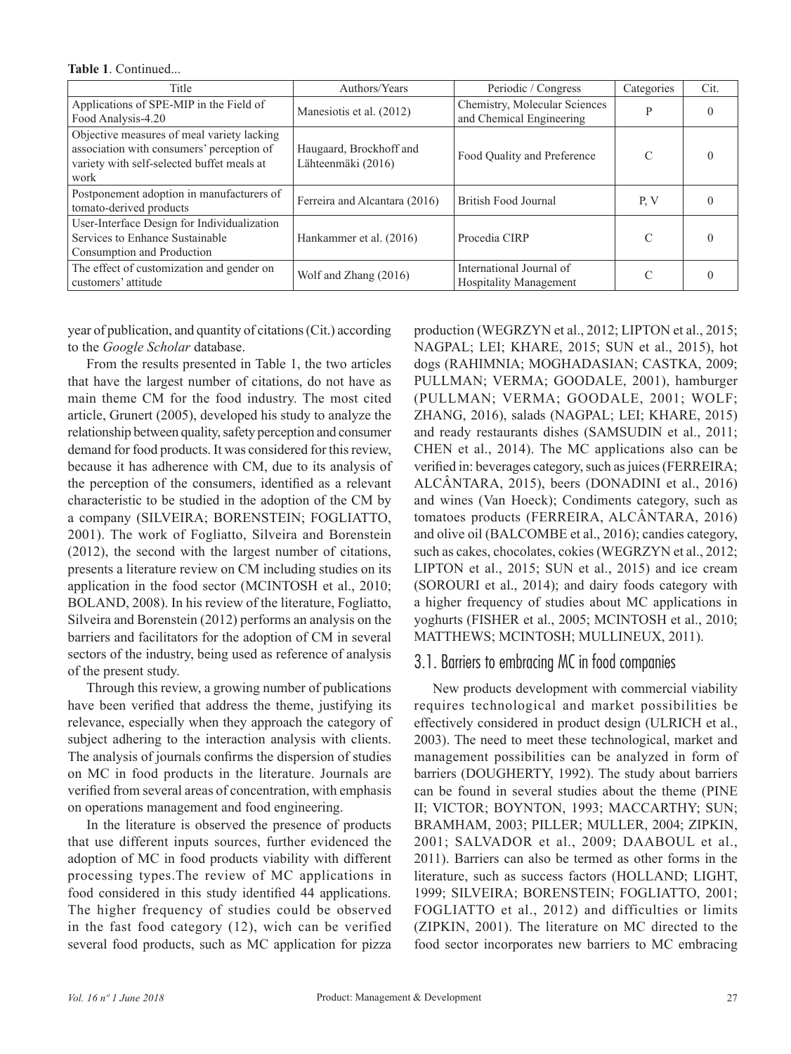**Table 1**. Continued...

| Title | Authors/Years | Periodic / Congress | Categories | Cit. |
|---|---|---|---|---|
| Applications of SPE-MIP in the Field of Food Analysis-4.20 | Manesiotis et al. (2012) | Chemistry, Molecular Sciences and Chemical Engineering | P | 0 |
| Objective measures of meal variety lacking association with consumers' perception of variety with self-selected buffet meals at work | Haugaard, Brockhoff and Lähteenmäki (2016) | Food Quality and Preference | C | 0 |
| Postponement adoption in manufacturers of tomato-derived products | Ferreira and Alcantara (2016) | British Food Journal | P, V | 0 |
| User-Interface Design for Individualization Services to Enhance Sustainable Consumption and Production | Hankammer et al. (2016) | Procedia CIRP | C | 0 |
| The effect of customization and gender on customers' attitude | Wolf and Zhang (2016) | International Journal of Hospitality Management | C | 0 |

year of publication, and quantity of citations (Cit.) according to the *Google Scholar* database.

From the results presented in Table 1, the two articles that have the largest number of citations, do not have as main theme CM for the food industry. The most cited article, Grunert (2005), developed his study to analyze the relationship between quality, safety perception and consumer demand for food products. It was considered for this review, because it has adherence with CM, due to its analysis of the perception of the consumers, identified as a relevant characteristic to be studied in the adoption of the CM by a company (SILVEIRA; BORENSTEIN; FOGLIATTO, 2001). The work of Fogliatto, Silveira and Borenstein (2012), the second with the largest number of citations, presents a literature review on CM including studies on its application in the food sector (MCINTOSH et al., 2010; BOLAND, 2008). In his review of the literature, Fogliatto, Silveira and Borenstein (2012) performs an analysis on the barriers and facilitators for the adoption of CM in several sectors of the industry, being used as reference of analysis of the present study.

Through this review, a growing number of publications have been verified that address the theme, justifying its relevance, especially when they approach the category of subject adhering to the interaction analysis with clients. The analysis of journals confirms the dispersion of studies on MC in food products in the literature. Journals are verified from several areas of concentration, with emphasis on operations management and food engineering.

In the literature is observed the presence of products that use different inputs sources, further evidenced the adoption of MC in food products viability with different processing types.The review of MC applications in food considered in this study identified 44 applications. The higher frequency of studies could be observed in the fast food category (12), wich can be verified several food products, such as MC application for pizza production (WEGRZYN et al., 2012; LIPTON et al., 2015; NAGPAL; LEI; KHARE, 2015; SUN et al., 2015), hot dogs (RAHIMNIA; MOGHADASIAN; CASTKA, 2009; PULLMAN; VERMA; GOODALE, 2001), hamburger (PULLMAN; VERMA; GOODALE, 2001; WOLF; ZHANG, 2016), salads (NAGPAL; LEI; KHARE, 2015) and ready restaurants dishes (SAMSUDIN et al., 2011; CHEN et al., 2014). The MC applications also can be verified in: beverages category, such as juices (FERREIRA; ALCÂNTARA, 2015), beers (DONADINI et al., 2016) and wines (Van Hoeck); Condiments category, such as tomatoes products (FERREIRA, ALCÂNTARA, 2016) and olive oil (BALCOMBE et al., 2016); candies category, such as cakes, chocolates, cokies (WEGRZYN et al., 2012; LIPTON et al., 2015; SUN et al., 2015) and ice cream (SOROURI et al., 2014); and dairy foods category with a higher frequency of studies about MC applications in yoghurts (FISHER et al., 2005; MCINTOSH et al., 2010; MATTHEWS; MCINTOSH; MULLINEUX, 2011).

## 3.1. Barriers to embracing MC in food companies

New products development with commercial viability requires technological and market possibilities be effectively considered in product design (ULRICH et al., 2003). The need to meet these technological, market and management possibilities can be analyzed in form of barriers (DOUGHERTY, 1992). The study about barriers can be found in several studies about the theme (PINE II; VICTOR; BOYNTON, 1993; MACCARTHY; SUN; BRAMHAM, 2003; PILLER; MULLER, 2004; ZIPKIN, 2001; SALVADOR et al., 2009; DAABOUL et al., 2011). Barriers can also be termed as other forms in the literature, such as success factors (HOLLAND; LIGHT, 1999; SILVEIRA; BORENSTEIN; FOGLIATTO, 2001; FOGLIATTO et al., 2012) and difficulties or limits (ZIPKIN, 2001). The literature on MC directed to the food sector incorporates new barriers to MC embracing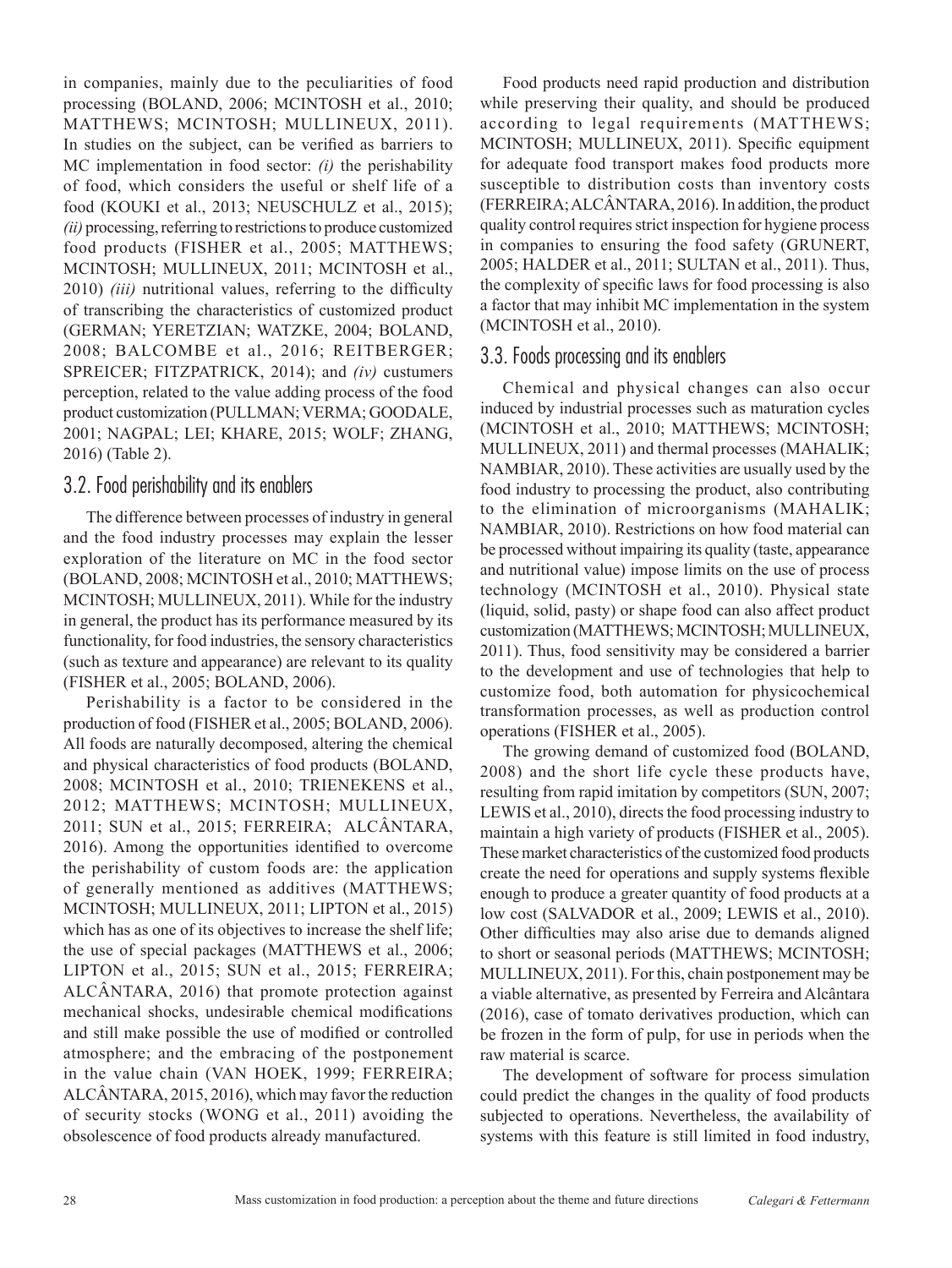in companies, mainly due to the peculiarities of food processing (BOLAND, 2006; MCINTOSH et al., 2010; MATTHEWS; MCINTOSH; MULLINEUX, 2011). In studies on the subject, can be verified as barriers to MC implementation in food sector: *(i)* the perishability of food, which considers the useful or shelf life of a food (KOUKI et al., 2013; NEUSCHULZ et al., 2015); *(ii)* processing, referring to restrictions to produce customized food products (FISHER et al., 2005; MATTHEWS; MCINTOSH; MULLINEUX, 2011; MCINTOSH et al., 2010) *(iii)* nutritional values, referring to the difficulty of transcribing the characteristics of customized product (GERMAN; YERETZIAN; WATZKE, 2004; BOLAND, 2008; BALCOMBE et al., 2016; REITBERGER; SPREICER; FITZPATRICK, 2014); and *(iv)* custumers perception, related to the value adding process of the food product customization (PULLMAN; VERMA; GOODALE, 2001; NAGPAL; LEI; KHARE, 2015; WOLF; ZHANG, 2016) (Table 2).

## 3.2. Food perishability and its enablers

The difference between processes of industry in general and the food industry processes may explain the lesser exploration of the literature on MC in the food sector (BOLAND, 2008; MCINTOSH et al., 2010; MATTHEWS; MCINTOSH; MULLINEUX, 2011). While for the industry in general, the product has its performance measured by its functionality, for food industries, the sensory characteristics (such as texture and appearance) are relevant to its quality (FISHER et al., 2005; BOLAND, 2006).

Perishability is a factor to be considered in the production of food (FISHER et al., 2005; BOLAND, 2006). All foods are naturally decomposed, altering the chemical and physical characteristics of food products (BOLAND, 2008; MCINTOSH et al., 2010; TRIENEKENS et al., 2012; MATTHEWS; MCINTOSH; MULLINEUX, 2011; SUN et al., 2015; FERREIRA; ALCÂNTARA, 2016). Among the opportunities identified to overcome the perishability of custom foods are: the application of generally mentioned as additives (MATTHEWS; MCINTOSH; MULLINEUX, 2011; LIPTON et al., 2015) which has as one of its objectives to increase the shelf life; the use of special packages (MATTHEWS et al., 2006; LIPTON et al., 2015; SUN et al., 2015; FERREIRA; ALCÂNTARA, 2016) that promote protection against mechanical shocks, undesirable chemical modifications and still make possible the use of modified or controlled atmosphere; and the embracing of the postponement in the value chain (VAN HOEK, 1999; FERREIRA; ALCÂNTARA, 2015, 2016), which may favor the reduction of security stocks (WONG et al., 2011) avoiding the obsolescence of food products already manufactured.

Food products need rapid production and distribution while preserving their quality, and should be produced according to legal requirements (MATTHEWS; MCINTOSH; MULLINEUX, 2011). Specific equipment for adequate food transport makes food products more susceptible to distribution costs than inventory costs (FERREIRA; ALCÂNTARA, 2016). In addition, the product quality control requires strict inspection for hygiene process in companies to ensuring the food safety (GRUNERT, 2005; HALDER et al., 2011; SULTAN et al., 2011). Thus, the complexity of specific laws for food processing is also a factor that may inhibit MC implementation in the system (MCINTOSH et al., 2010).

## 3.3. Foods processing and its enablers

Chemical and physical changes can also occur induced by industrial processes such as maturation cycles (MCINTOSH et al., 2010; MATTHEWS; MCINTOSH; MULLINEUX, 2011) and thermal processes (MAHALIK; NAMBIAR, 2010). These activities are usually used by the food industry to processing the product, also contributing to the elimination of microorganisms (MAHALIK; NAMBIAR, 2010). Restrictions on how food material can be processed without impairing its quality (taste, appearance and nutritional value) impose limits on the use of process technology (MCINTOSH et al., 2010). Physical state (liquid, solid, pasty) or shape food can also affect product customization (MATTHEWS; MCINTOSH; MULLINEUX, 2011). Thus, food sensitivity may be considered a barrier to the development and use of technologies that help to customize food, both automation for physicochemical transformation processes, as well as production control operations (FISHER et al., 2005).

The growing demand of customized food (BOLAND, 2008) and the short life cycle these products have, resulting from rapid imitation by competitors (SUN, 2007; LEWIS et al., 2010), directs the food processing industry to maintain a high variety of products (FISHER et al., 2005). These market characteristics of the customized food products create the need for operations and supply systems flexible enough to produce a greater quantity of food products at a low cost (SALVADOR et al., 2009; LEWIS et al., 2010). Other difficulties may also arise due to demands aligned to short or seasonal periods (MATTHEWS; MCINTOSH; MULLINEUX, 2011). For this, chain postponement may be a viable alternative, as presented by Ferreira and Alcântara (2016), case of tomato derivatives production, which can be frozen in the form of pulp, for use in periods when the raw material is scarce.

The development of software for process simulation could predict the changes in the quality of food products subjected to operations. Nevertheless, the availability of systems with this feature is still limited in food industry,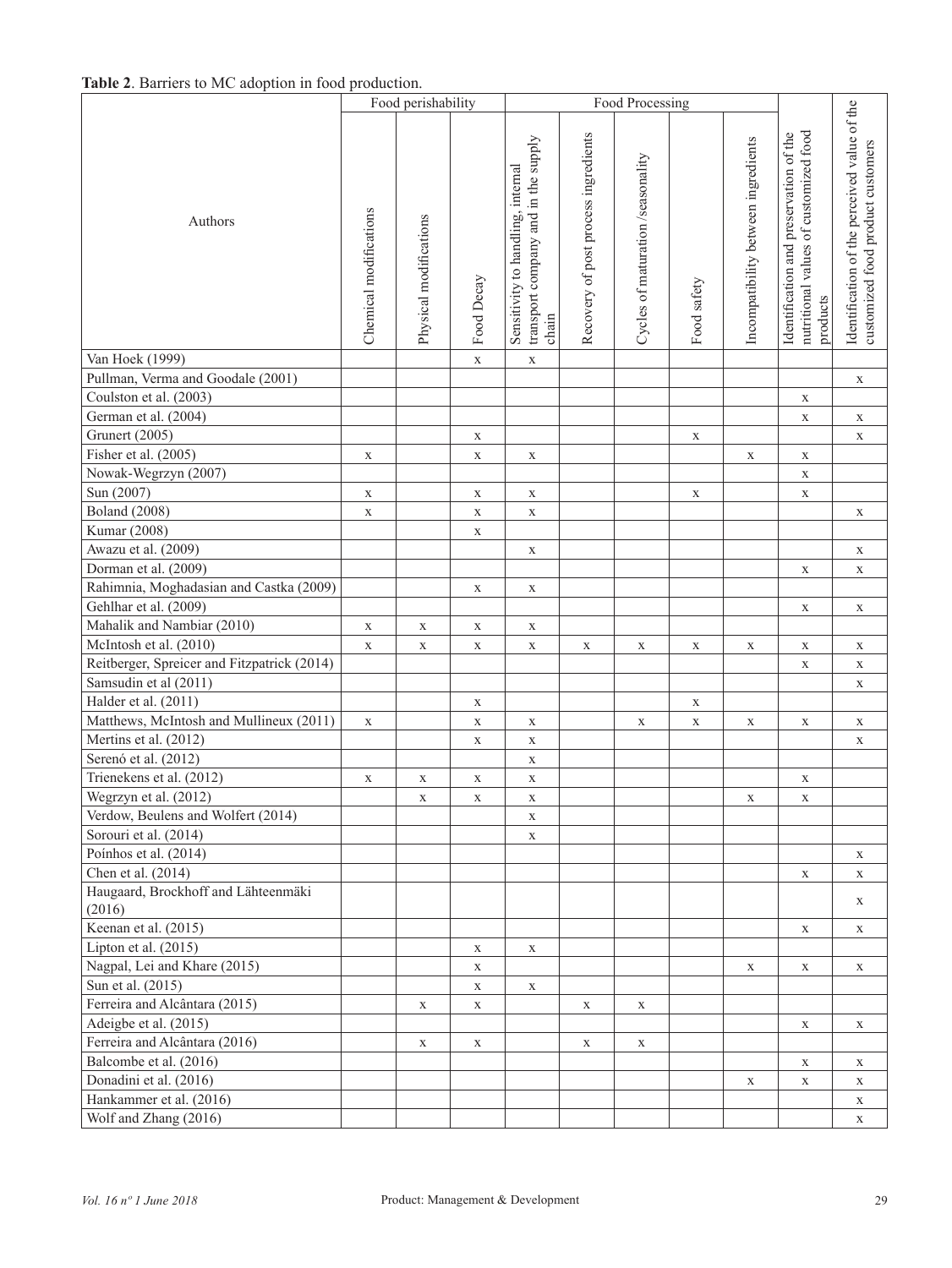**Table 2**. Barriers to MC adoption in food production.

| Authors | Food perishability | | | Food Processing | | | | | | |
|---|---|---|---|---|---|---|---|---|---|---|
| | Chemical modifications | Physical modifications | Food Decay | Sensitivity to handling, internal transport company and in the supply chain | Recovery of post process ingredients | Cycles of maturation /seasonality | Food safety | Incompatibility between ingredients | Identification and preservation of the nutritional values of customized food products | Identification of the perceived value of the customized food product customers |
| Van Hoek (1999) | | | x | x | | | | | | |
| Pullman, Verma and Goodale (2001) | | | | | | | | | | x |
| Coulston et al. (2003) | | | | | | | | | x | |
| German et al. (2004) | | | | | | | | | x | x |
| Grunert (2005) | | | x | | | | x | | | x |
| Fisher et al. (2005) | x | | x | x | | | | x | x | |
| Nowak-Wegrzyn (2007) | | | | | | | | | x | |
| Sun (2007) | x | | x | x | | | x | | x | |
| Boland (2008) | x | | x | x | | | | | | x |
| Kumar (2008) | | | x | | | | | | | |
| Awazu et al. (2009) | | | | x | | | | | | x |
| Dorman et al. (2009) | | | | | | | | | x | x |
| Rahimnia, Moghadasian and Castka (2009) | | | x | x | | | | | | |
| Gehlhar et al. (2009) | | | | | | | | | x | x |
| Mahalik and Nambiar (2010) | x | x | x | x | | | | | | |
| McIntosh et al. (2010) | x | x | x | x | x | x | x | x | x | x |
| Reitberger, Spreicer and Fitzpatrick (2014) | | | | | | | | | x | x |
| Samsudin et al (2011) | | | | | | | | | | x |
| Halder et al. (2011) | | | x | | | | x | | | |
| Matthews, McIntosh and Mullineux (2011) | x | | x | x | | x | x | x | x | x |
| Mertins et al. (2012) | | | x | x | | | | | | x |
| Serenó et al. (2012) | | | | x | | | | | | |
| Trienekens et al. (2012) | x | x | x | x | | | | | x | |
| Wegrzyn et al. (2012) | | x | x | x | | | | x | x | |
| Verdow, Beulens and Wolfert (2014) | | | | x | | | | | | |
| Sorouri et al. (2014) | | | | x | | | | | | |
| Poínhos et al. (2014) | | | | | | | | | | x |
| Chen et al. (2014) | | | | | | | | | x | x |
| Haugaard, Brockhoff and Lähteenmäki (2016) | | | | | | | | | | x |
| Keenan et al. (2015) | | | | | | | | | x | x |
| Lipton et al. (2015) | | | x | x | | | | | | |
| Nagpal, Lei and Khare (2015) | | | x | | | | | x | x | x |
| Sun et al. (2015) | | | x | x | | | | | | |
| Ferreira and Alcântara (2015) | | x | x | | x | x | | | | |
| Adeigbe et al. (2015) | | | | | | | | | x | x |
| Ferreira and Alcântara (2016) | | x | x | | x | x | | | | |
| Balcombe et al. (2016) | | | | | | | | | x | x |
| Donadini et al. (2016) | | | | | | | | x | x | x |
| Hankammer et al. (2016) | | | | | | | | | | x |
| Wolf and Zhang (2016) | | | | | | | | | | x |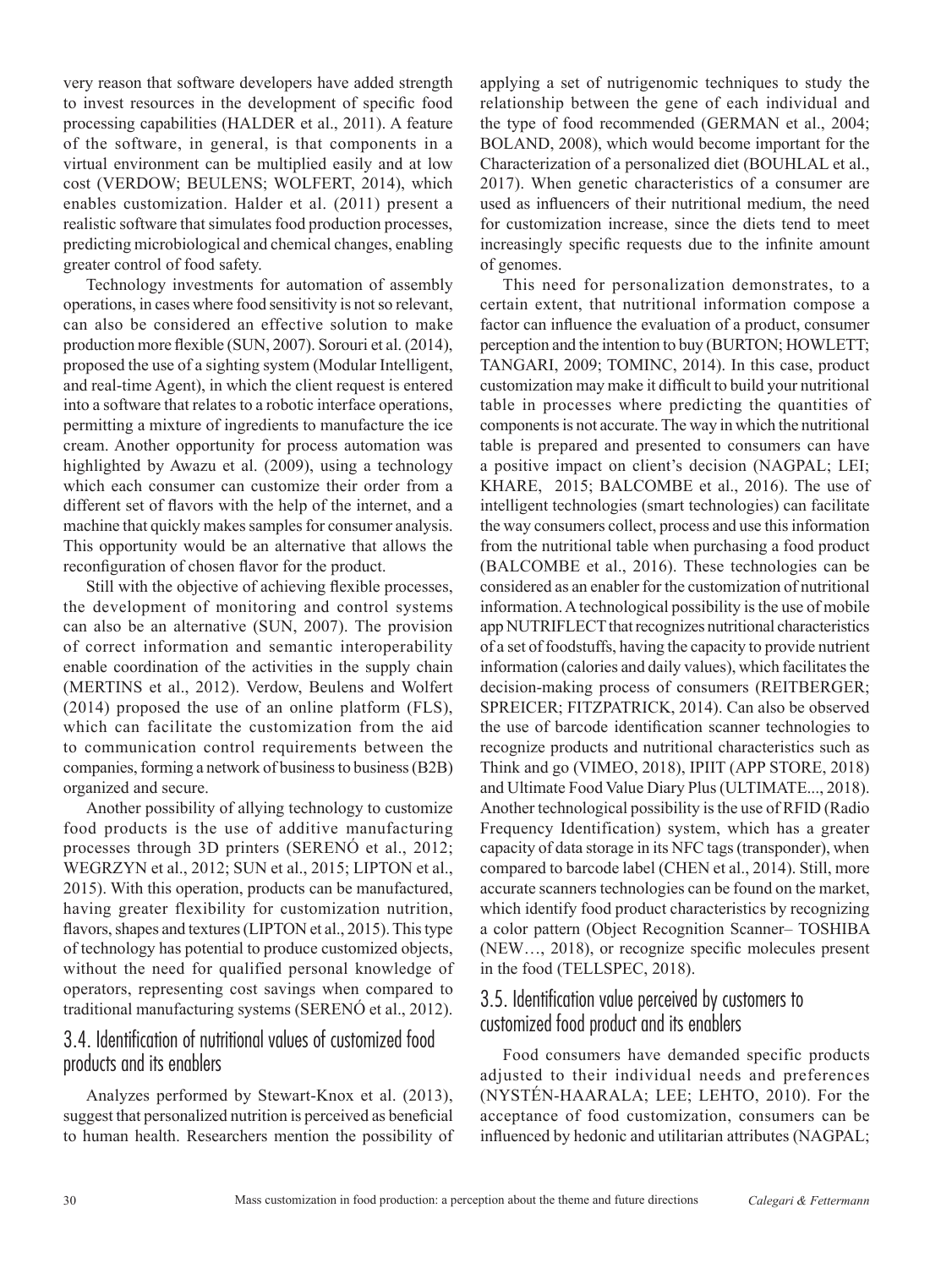very reason that software developers have added strength to invest resources in the development of specific food processing capabilities (HALDER et al., 2011). A feature of the software, in general, is that components in a virtual environment can be multiplied easily and at low cost (VERDOW; BEULENS; WOLFERT, 2014), which enables customization. Halder et al. (2011) present a realistic software that simulates food production processes, predicting microbiological and chemical changes, enabling greater control of food safety.

Technology investments for automation of assembly operations, in cases where food sensitivity is not so relevant, can also be considered an effective solution to make production more flexible (SUN, 2007). Sorouri et al. (2014), proposed the use of a sighting system (Modular Intelligent, and real-time Agent), in which the client request is entered into a software that relates to a robotic interface operations, permitting a mixture of ingredients to manufacture the ice cream. Another opportunity for process automation was highlighted by Awazu et al. (2009), using a technology which each consumer can customize their order from a different set of flavors with the help of the internet, and a machine that quickly makes samples for consumer analysis. This opportunity would be an alternative that allows the reconfiguration of chosen flavor for the product.

Still with the objective of achieving flexible processes, the development of monitoring and control systems can also be an alternative (SUN, 2007). The provision of correct information and semantic interoperability enable coordination of the activities in the supply chain (MERTINS et al., 2012). Verdow, Beulens and Wolfert (2014) proposed the use of an online platform (FLS), which can facilitate the customization from the aid to communication control requirements between the companies, forming a network of business to business (B2B) organized and secure.

Another possibility of allying technology to customize food products is the use of additive manufacturing processes through 3D printers (SERENÓ et al., 2012; WEGRZYN et al., 2012; SUN et al., 2015; LIPTON et al., 2015). With this operation, products can be manufactured, having greater flexibility for customization nutrition, flavors, shapes and textures (LIPTON et al., 2015). This type of technology has potential to produce customized objects, without the need for qualified personal knowledge of operators, representing cost savings when compared to traditional manufacturing systems (SERENÓ et al., 2012).

## 3.4. Identification of nutritional values of customized food products and its enablers

Analyzes performed by Stewart-Knox et al. (2013), suggest that personalized nutrition is perceived as beneficial to human health. Researchers mention the possibility of applying a set of nutrigenomic techniques to study the relationship between the gene of each individual and the type of food recommended (GERMAN et al., 2004; BOLAND, 2008), which would become important for the Characterization of a personalized diet (BOUHLAL et al., 2017). When genetic characteristics of a consumer are used as influencers of their nutritional medium, the need for customization increase, since the diets tend to meet increasingly specific requests due to the infinite amount of genomes.

This need for personalization demonstrates, to a certain extent, that nutritional information compose a factor can influence the evaluation of a product, consumer perception and the intention to buy (BURTON; HOWLETT; TANGARI, 2009; TOMINC, 2014). In this case, product customization may make it difficult to build your nutritional table in processes where predicting the quantities of components is not accurate. The way in which the nutritional table is prepared and presented to consumers can have a positive impact on client's decision (NAGPAL; LEI; KHARE, 2015; BALCOMBE et al., 2016). The use of intelligent technologies (smart technologies) can facilitate the way consumers collect, process and use this information from the nutritional table when purchasing a food product (BALCOMBE et al., 2016). These technologies can be considered as an enabler for the customization of nutritional information. A technological possibility is the use of mobile app NUTRIFLECT that recognizes nutritional characteristics of a set of foodstuffs, having the capacity to provide nutrient information (calories and daily values), which facilitates the decision-making process of consumers (REITBERGER; SPREICER; FITZPATRICK, 2014). Can also be observed the use of barcode identification scanner technologies to recognize products and nutritional characteristics such as Think and go (VIMEO, 2018), IPIIT (APP STORE, 2018) and Ultimate Food Value Diary Plus (ULTIMATE..., 2018). Another technological possibility is the use of RFID (Radio Frequency Identification) system, which has a greater capacity of data storage in its NFC tags (transponder), when compared to barcode label (CHEN et al., 2014). Still, more accurate scanners technologies can be found on the market, which identify food product characteristics by recognizing a color pattern (Object Recognition Scanner– TOSHIBA (NEW…, 2018), or recognize specific molecules present in the food (TELLSPEC, 2018).

## 3.5. Identification value perceived by customers to customized food product and its enablers

Food consumers have demanded specific products adjusted to their individual needs and preferences (NYSTÉN-HAARALA; LEE; LEHTO, 2010). For the acceptance of food customization, consumers can be influenced by hedonic and utilitarian attributes (NAGPAL;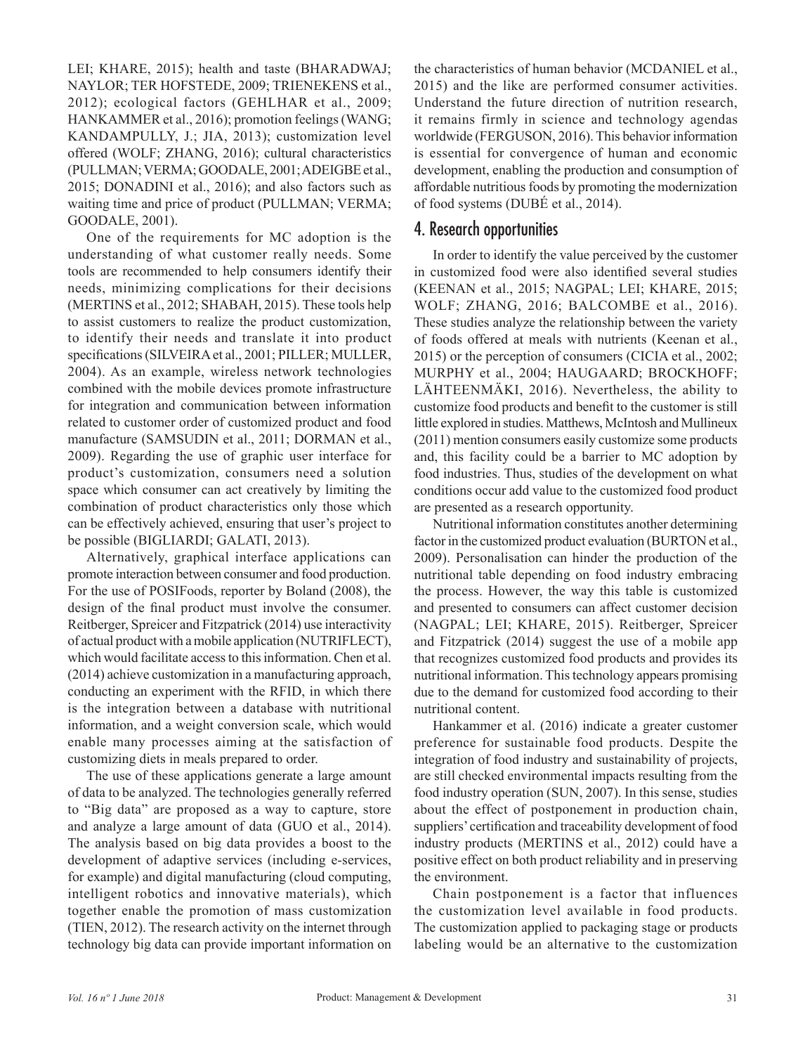LEI; KHARE, 2015); health and taste (BHARADWAJ; NAYLOR; TER HOFSTEDE, 2009; TRIENEKENS et al., 2012); ecological factors (GEHLHAR et al., 2009; HANKAMMER et al., 2016); promotion feelings (WANG; KANDAMPULLY, J.; JIA, 2013); customization level offered (WOLF; ZHANG, 2016); cultural characteristics (PULLMAN; VERMA; GOODALE, 2001; ADEIGBE et al., 2015; DONADINI et al., 2016); and also factors such as waiting time and price of product (PULLMAN; VERMA; GOODALE, 2001).

One of the requirements for MC adoption is the understanding of what customer really needs. Some tools are recommended to help consumers identify their needs, minimizing complications for their decisions (MERTINS et al., 2012; SHABAH, 2015). These tools help to assist customers to realize the product customization, to identify their needs and translate it into product specifications (SILVEIRA et al., 2001; PILLER; MULLER, 2004). As an example, wireless network technologies combined with the mobile devices promote infrastructure for integration and communication between information related to customer order of customized product and food manufacture (SAMSUDIN et al., 2011; DORMAN et al., 2009). Regarding the use of graphic user interface for product's customization, consumers need a solution space which consumer can act creatively by limiting the combination of product characteristics only those which can be effectively achieved, ensuring that user's project to be possible (BIGLIARDI; GALATI, 2013).

Alternatively, graphical interface applications can promote interaction between consumer and food production. For the use of POSIFoods, reporter by Boland (2008), the design of the final product must involve the consumer. Reitberger, Spreicer and Fitzpatrick (2014) use interactivity of actual product with a mobile application (NUTRIFLECT), which would facilitate access to this information. Chen et al. (2014) achieve customization in a manufacturing approach, conducting an experiment with the RFID, in which there is the integration between a database with nutritional information, and a weight conversion scale, which would enable many processes aiming at the satisfaction of customizing diets in meals prepared to order.

The use of these applications generate a large amount of data to be analyzed. The technologies generally referred to "Big data" are proposed as a way to capture, store and analyze a large amount of data (GUO et al., 2014). The analysis based on big data provides a boost to the development of adaptive services (including e-services, for example) and digital manufacturing (cloud computing, intelligent robotics and innovative materials), which together enable the promotion of mass customization (TIEN, 2012). The research activity on the internet through technology big data can provide important information on the characteristics of human behavior (MCDANIEL et al., 2015) and the like are performed consumer activities. Understand the future direction of nutrition research, it remains firmly in science and technology agendas worldwide (FERGUSON, 2016). This behavior information is essential for convergence of human and economic development, enabling the production and consumption of affordable nutritious foods by promoting the modernization of food systems (DUBÉ et al., 2014).

## 4. Research opportunities

In order to identify the value perceived by the customer in customized food were also identified several studies (KEENAN et al., 2015; NAGPAL; LEI; KHARE, 2015; WOLF; ZHANG, 2016; BALCOMBE et al., 2016). These studies analyze the relationship between the variety of foods offered at meals with nutrients (Keenan et al., 2015) or the perception of consumers (CICIA et al., 2002; MURPHY et al., 2004; HAUGAARD; BROCKHOFF; LÄHTEENMÄKI, 2016). Nevertheless, the ability to customize food products and benefit to the customer is still little explored in studies. Matthews, McIntosh and Mullineux (2011) mention consumers easily customize some products and, this facility could be a barrier to MC adoption by food industries. Thus, studies of the development on what conditions occur add value to the customized food product are presented as a research opportunity.

Nutritional information constitutes another determining factor in the customized product evaluation (BURTON et al., 2009). Personalisation can hinder the production of the nutritional table depending on food industry embracing the process. However, the way this table is customized and presented to consumers can affect customer decision (NAGPAL; LEI; KHARE, 2015). Reitberger, Spreicer and Fitzpatrick (2014) suggest the use of a mobile app that recognizes customized food products and provides its nutritional information. This technology appears promising due to the demand for customized food according to their nutritional content.

Hankammer et al. (2016) indicate a greater customer preference for sustainable food products. Despite the integration of food industry and sustainability of projects, are still checked environmental impacts resulting from the food industry operation (SUN, 2007). In this sense, studies about the effect of postponement in production chain, suppliers' certification and traceability development of food industry products (MERTINS et al., 2012) could have a positive effect on both product reliability and in preserving the environment.

Chain postponement is a factor that influences the customization level available in food products. The customization applied to packaging stage or products labeling would be an alternative to the customization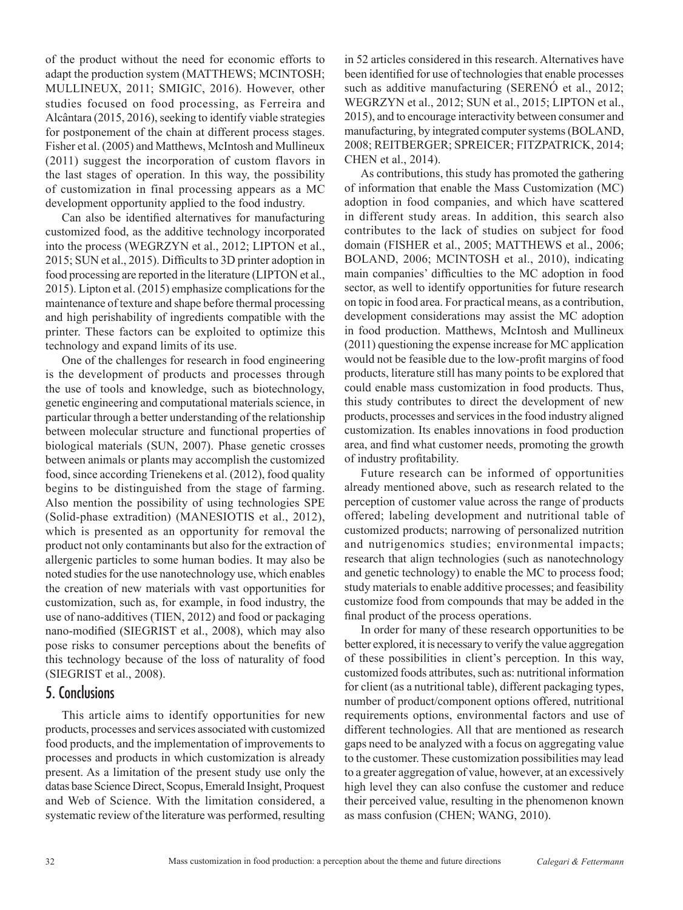of the product without the need for economic efforts to adapt the production system (MATTHEWS; MCINTOSH; MULLINEUX, 2011; SMIGIC, 2016). However, other studies focused on food processing, as Ferreira and Alcântara (2015, 2016), seeking to identify viable strategies for postponement of the chain at different process stages. Fisher et al. (2005) and Matthews, McIntosh and Mullineux (2011) suggest the incorporation of custom flavors in the last stages of operation. In this way, the possibility of customization in final processing appears as a MC development opportunity applied to the food industry.

Can also be identified alternatives for manufacturing customized food, as the additive technology incorporated into the process (WEGRZYN et al., 2012; LIPTON et al., 2015; SUN et al., 2015). Difficults to 3D printer adoption in food processing are reported in the literature (LIPTON et al., 2015). Lipton et al. (2015) emphasize complications for the maintenance of texture and shape before thermal processing and high perishability of ingredients compatible with the printer. These factors can be exploited to optimize this technology and expand limits of its use.

One of the challenges for research in food engineering is the development of products and processes through the use of tools and knowledge, such as biotechnology, genetic engineering and computational materials science, in particular through a better understanding of the relationship between molecular structure and functional properties of biological materials (SUN, 2007). Phase genetic crosses between animals or plants may accomplish the customized food, since according Trienekens et al. (2012), food quality begins to be distinguished from the stage of farming. Also mention the possibility of using technologies SPE (Solid-phase extradition) (MANESIOTIS et al., 2012), which is presented as an opportunity for removal the product not only contaminants but also for the extraction of allergenic particles to some human bodies. It may also be noted studies for the use nanotechnology use, which enables the creation of new materials with vast opportunities for customization, such as, for example, in food industry, the use of nano-additives (TIEN, 2012) and food or packaging nano-modified (SIEGRIST et al., 2008), which may also pose risks to consumer perceptions about the benefits of this technology because of the loss of naturality of food (SIEGRIST et al., 2008).

## 5. Conclusions

This article aims to identify opportunities for new products, processes and services associated with customized food products, and the implementation of improvements to processes and products in which customization is already present. As a limitation of the present study use only the datas base Science Direct, Scopus, Emerald Insight, Proquest and Web of Science. With the limitation considered, a systematic review of the literature was performed, resulting in 52 articles considered in this research. Alternatives have been identified for use of technologies that enable processes such as additive manufacturing (SERENÓ et al., 2012; WEGRZYN et al., 2012; SUN et al., 2015; LIPTON et al., 2015), and to encourage interactivity between consumer and manufacturing, by integrated computer systems (BOLAND, 2008; REITBERGER; SPREICER; FITZPATRICK, 2014; CHEN et al., 2014).

As contributions, this study has promoted the gathering of information that enable the Mass Customization (MC) adoption in food companies, and which have scattered in different study areas. In addition, this search also contributes to the lack of studies on subject for food domain (FISHER et al., 2005; MATTHEWS et al., 2006; BOLAND, 2006; MCINTOSH et al., 2010), indicating main companies' difficulties to the MC adoption in food sector, as well to identify opportunities for future research on topic in food area. For practical means, as a contribution, development considerations may assist the MC adoption in food production. Matthews, McIntosh and Mullineux (2011) questioning the expense increase for MC application would not be feasible due to the low-profit margins of food products, literature still has many points to be explored that could enable mass customization in food products. Thus, this study contributes to direct the development of new products, processes and services in the food industry aligned customization. Its enables innovations in food production area, and find what customer needs, promoting the growth of industry profitability.

Future research can be informed of opportunities already mentioned above, such as research related to the perception of customer value across the range of products offered; labeling development and nutritional table of customized products; narrowing of personalized nutrition and nutrigenomics studies; environmental impacts; research that align technologies (such as nanotechnology and genetic technology) to enable the MC to process food; study materials to enable additive processes; and feasibility customize food from compounds that may be added in the final product of the process operations.

In order for many of these research opportunities to be better explored, it is necessary to verify the value aggregation of these possibilities in client's perception. In this way, customized foods attributes, such as: nutritional information for client (as a nutritional table), different packaging types, number of product/component options offered, nutritional requirements options, environmental factors and use of different technologies. All that are mentioned as research gaps need to be analyzed with a focus on aggregating value to the customer. These customization possibilities may lead to a greater aggregation of value, however, at an excessively high level they can also confuse the customer and reduce their perceived value, resulting in the phenomenon known as mass confusion (CHEN; WANG, 2010).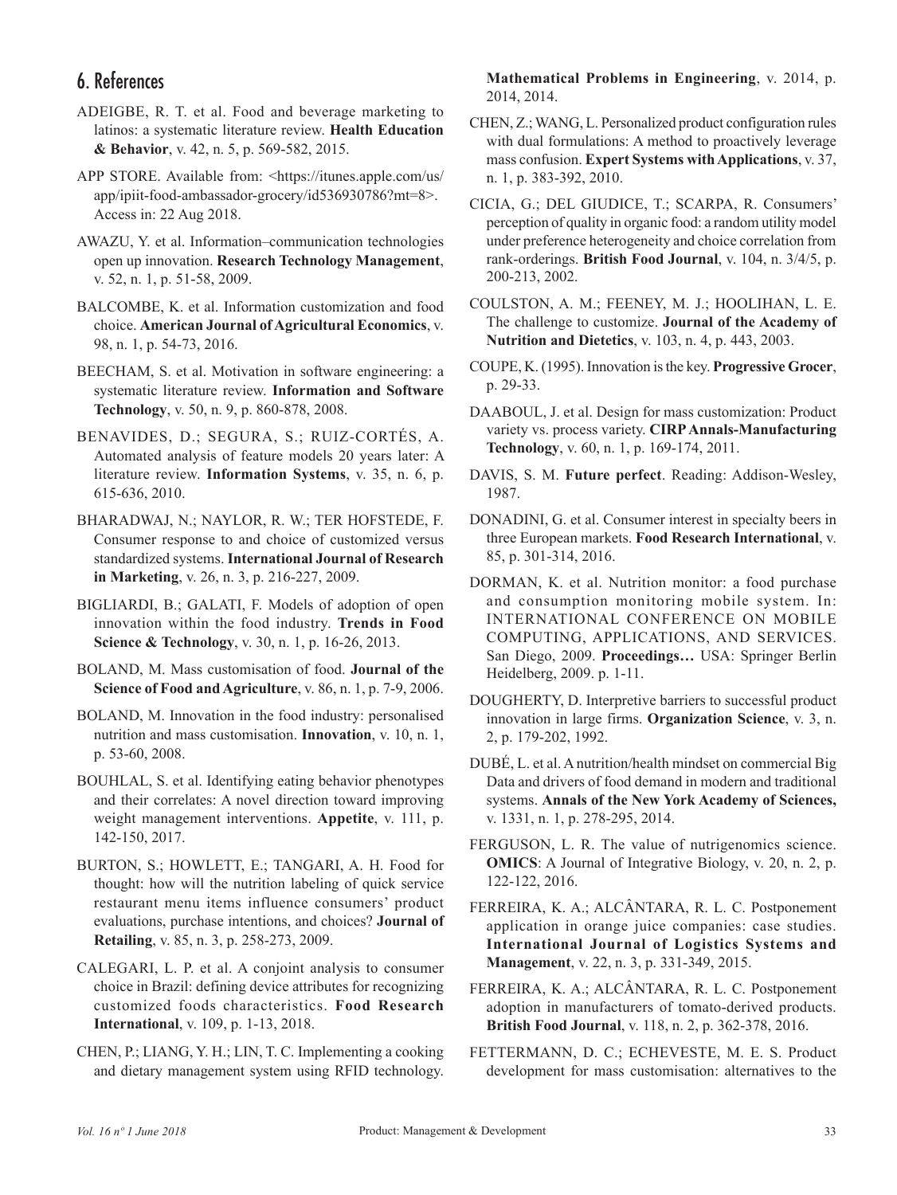## 6. References

ADEIGBE, R. T. et al. Food and beverage marketing to latinos: a systematic literature review. **Health Education & Behavior**, v. 42, n. 5, p. 569-582, 2015.

APP STORE. Available from: <https://itunes.apple.com/us/app/ipiit-food-ambassador-grocery/id536930786?mt=8>. Access in: 22 Aug 2018.

AWAZU, Y. et al. Information–communication technologies open up innovation. **Research Technology Management**, v. 52, n. 1, p. 51-58, 2009.

BALCOMBE, K. et al. Information customization and food choice. **American Journal of Agricultural Economics**, v. 98, n. 1, p. 54-73, 2016.

BEECHAM, S. et al. Motivation in software engineering: a systematic literature review. **Information and Software Technology**, v. 50, n. 9, p. 860-878, 2008.

BENAVIDES, D.; SEGURA, S.; RUIZ-CORTÉS, A. Automated analysis of feature models 20 years later: A literature review. **Information Systems**, v. 35, n. 6, p. 615-636, 2010.

BHARADWAJ, N.; NAYLOR, R. W.; TER HOFSTEDE, F. Consumer response to and choice of customized versus standardized systems. **International Journal of Research in Marketing**, v. 26, n. 3, p. 216-227, 2009.

BIGLIARDI, B.; GALATI, F. Models of adoption of open innovation within the food industry. **Trends in Food Science & Technology**, v. 30, n. 1, p. 16-26, 2013.

BOLAND, M. Mass customisation of food. **Journal of the Science of Food and Agriculture**, v. 86, n. 1, p. 7-9, 2006.

BOLAND, M. Innovation in the food industry: personalised nutrition and mass customisation. **Innovation**, v. 10, n. 1, p. 53-60, 2008.

BOUHLAL, S. et al. Identifying eating behavior phenotypes and their correlates: A novel direction toward improving weight management interventions. **Appetite**, v. 111, p. 142-150, 2017.

BURTON, S.; HOWLETT, E.; TANGARI, A. H. Food for thought: how will the nutrition labeling of quick service restaurant menu items influence consumers' product evaluations, purchase intentions, and choices? **Journal of Retailing**, v. 85, n. 3, p. 258-273, 2009.

CALEGARI, L. P. et al. A conjoint analysis to consumer choice in Brazil: defining device attributes for recognizing customized foods characteristics. **Food Research International**, v. 109, p. 1-13, 2018.

CHEN, P.; LIANG, Y. H.; LIN, T. C. Implementing a cooking and dietary management system using RFID technology. **Mathematical Problems in Engineering**, v. 2014, p. 2014, 2014.

CHEN, Z.; WANG, L. Personalized product configuration rules with dual formulations: A method to proactively leverage mass confusion. **Expert Systems with Applications**, v. 37, n. 1, p. 383-392, 2010.

CICIA, G.; DEL GIUDICE, T.; SCARPA, R. Consumers' perception of quality in organic food: a random utility model under preference heterogeneity and choice correlation from rank-orderings. **British Food Journal**, v. 104, n. 3/4/5, p. 200-213, 2002.

COULSTON, A. M.; FEENEY, M. J.; HOOLIHAN, L. E. The challenge to customize. **Journal of the Academy of Nutrition and Dietetics**, v. 103, n. 4, p. 443, 2003.

COUPE, K. (1995). Innovation is the key. **Progressive Grocer**, p. 29-33.

DAABOUL, J. et al. Design for mass customization: Product variety vs. process variety. **CIRP Annals-Manufacturing Technology**, v. 60, n. 1, p. 169-174, 2011.

DAVIS, S. M. **Future perfect**. Reading: Addison-Wesley, 1987.

DONADINI, G. et al. Consumer interest in specialty beers in three European markets. **Food Research International**, v. 85, p. 301-314, 2016.

DORMAN, K. et al. Nutrition monitor: a food purchase and consumption monitoring mobile system. In: INTERNATIONAL CONFERENCE ON MOBILE COMPUTING, APPLICATIONS, AND SERVICES. San Diego, 2009. **Proceedings…** USA: Springer Berlin Heidelberg, 2009. p. 1-11.

DOUGHERTY, D. Interpretive barriers to successful product innovation in large firms. **Organization Science**, v. 3, n. 2, p. 179-202, 1992.

DUBÉ, L. et al. A nutrition/health mindset on commercial Big Data and drivers of food demand in modern and traditional systems. **Annals of the New York Academy of Sciences,** v. 1331, n. 1, p. 278-295, 2014.

FERGUSON, L. R. The value of nutrigenomics science. **OMICS**: A Journal of Integrative Biology, v. 20, n. 2, p. 122-122, 2016.

FERREIRA, K. A.; ALCÂNTARA, R. L. C. Postponement application in orange juice companies: case studies. **International Journal of Logistics Systems and Management**, v. 22, n. 3, p. 331-349, 2015.

FERREIRA, K. A.; ALCÂNTARA, R. L. C. Postponement adoption in manufacturers of tomato-derived products. **British Food Journal**, v. 118, n. 2, p. 362-378, 2016.

FETTERMANN, D. C.; ECHEVESTE, M. E. S. Product development for mass customisation: alternatives to the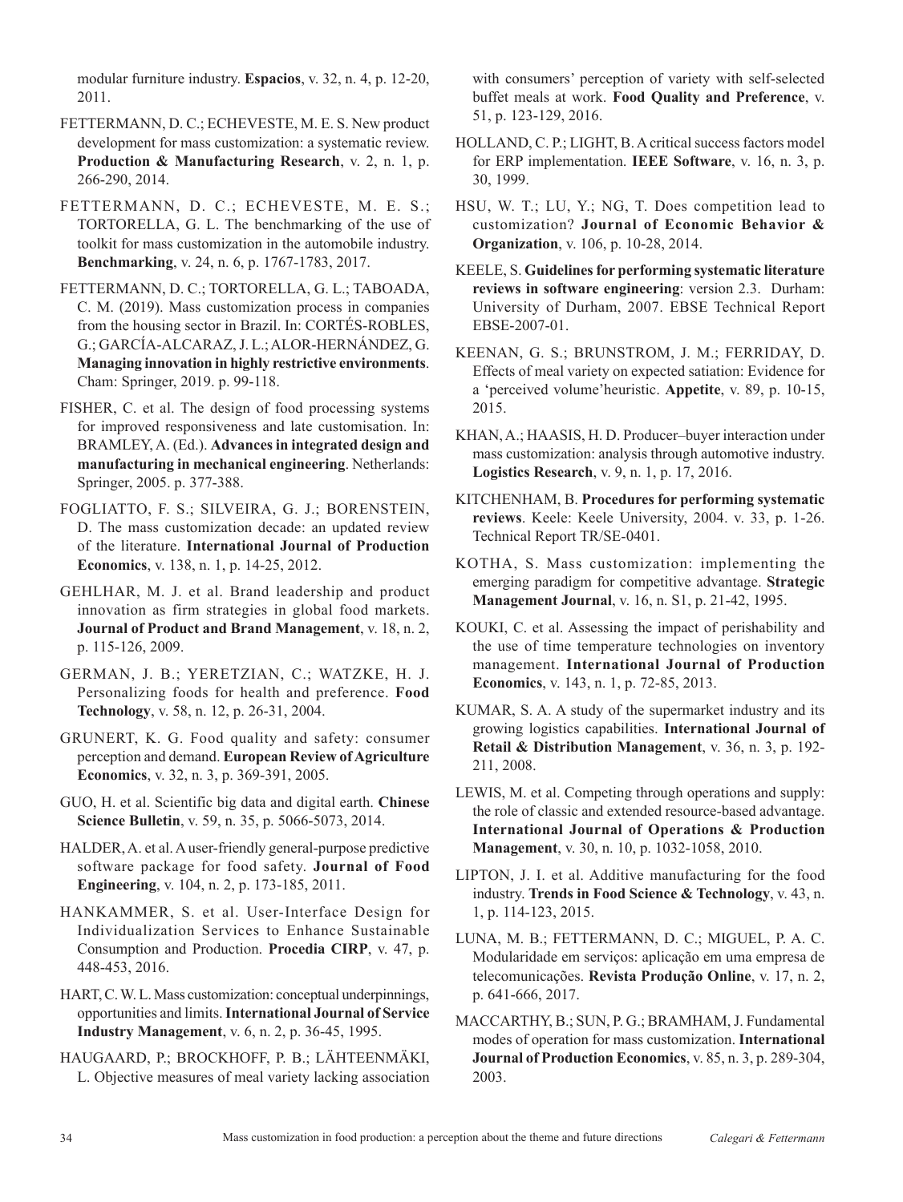modular furniture industry. **Espacios**, v. 32, n. 4, p. 12-20, 2011.

FETTERMANN, D. C.; ECHEVESTE, M. E. S. New product development for mass customization: a systematic review. **Production & Manufacturing Research**, v. 2, n. 1, p. 266-290, 2014.

FETTERMANN, D. C.; ECHEVESTE, M. E. S.; TORTORELLA, G. L. The benchmarking of the use of toolkit for mass customization in the automobile industry. **Benchmarking**, v. 24, n. 6, p. 1767-1783, 2017.

FETTERMANN, D. C.; TORTORELLA, G. L.; TABOADA, C. M. (2019). Mass customization process in companies from the housing sector in Brazil. In: CORTÉS-ROBLES, G.; GARCÍA-ALCARAZ, J. L.; ALOR-HERNÁNDEZ, G. **Managing innovation in highly restrictive environments**. Cham: Springer, 2019. p. 99-118.

FISHER, C. et al. The design of food processing systems for improved responsiveness and late customisation. In: BRAMLEY, A. (Ed.). **Advances in integrated design and manufacturing in mechanical engineering**. Netherlands: Springer, 2005. p. 377-388.

FOGLIATTO, F. S.; SILVEIRA, G. J.; BORENSTEIN, D. The mass customization decade: an updated review of the literature. **International Journal of Production Economics**, v. 138, n. 1, p. 14-25, 2012.

GEHLHAR, M. J. et al. Brand leadership and product innovation as firm strategies in global food markets. **Journal of Product and Brand Management**, v. 18, n. 2, p. 115-126, 2009.

GERMAN, J. B.; YERETZIAN, C.; WATZKE, H. J. Personalizing foods for health and preference. **Food Technology**, v. 58, n. 12, p. 26-31, 2004.

GRUNERT, K. G. Food quality and safety: consumer perception and demand. **European Review of Agriculture Economics**, v. 32, n. 3, p. 369-391, 2005.

GUO, H. et al. Scientific big data and digital earth. **Chinese Science Bulletin**, v. 59, n. 35, p. 5066-5073, 2014.

HALDER, A. et al. A user-friendly general-purpose predictive software package for food safety. **Journal of Food Engineering**, v. 104, n. 2, p. 173-185, 2011.

HANKAMMER, S. et al. User-Interface Design for Individualization Services to Enhance Sustainable Consumption and Production. **Procedia CIRP**, v. 47, p. 448-453, 2016.

HART, C. W. L. Mass customization: conceptual underpinnings, opportunities and limits. **International Journal of Service Industry Management**, v. 6, n. 2, p. 36-45, 1995.

HAUGAARD, P.; BROCKHOFF, P. B.; LÄHTEENMÄKI, L. Objective measures of meal variety lacking association with consumers' perception of variety with self-selected buffet meals at work. **Food Quality and Preference**, v. 51, p. 123-129, 2016.

HOLLAND, C. P.; LIGHT, B. A critical success factors model for ERP implementation. **IEEE Software**, v. 16, n. 3, p. 30, 1999.

HSU, W. T.; LU, Y.; NG, T. Does competition lead to customization? **Journal of Economic Behavior & Organization**, v. 106, p. 10-28, 2014.

KEELE, S. **Guidelines for performing systematic literature reviews in software engineering**: version 2.3. Durham: University of Durham, 2007. EBSE Technical Report EBSE-2007-01.

KEENAN, G. S.; BRUNSTROM, J. M.; FERRIDAY, D. Effects of meal variety on expected satiation: Evidence for a 'perceived volume'heuristic. **Appetite**, v. 89, p. 10-15, 2015.

KHAN, A.; HAASIS, H. D. Producer–buyer interaction under mass customization: analysis through automotive industry. **Logistics Research**, v. 9, n. 1, p. 17, 2016.

KITCHENHAM, B. **Procedures for performing systematic reviews**. Keele: Keele University, 2004. v. 33, p. 1-26. Technical Report TR/SE-0401.

KOTHA, S. Mass customization: implementing the emerging paradigm for competitive advantage. **Strategic Management Journal**, v. 16, n. S1, p. 21-42, 1995.

KOUKI, C. et al. Assessing the impact of perishability and the use of time temperature technologies on inventory management. **International Journal of Production Economics**, v. 143, n. 1, p. 72-85, 2013.

KUMAR, S. A. A study of the supermarket industry and its growing logistics capabilities. **International Journal of Retail & Distribution Management**, v. 36, n. 3, p. 192-211, 2008.

LEWIS, M. et al. Competing through operations and supply: the role of classic and extended resource-based advantage. **International Journal of Operations & Production Management**, v. 30, n. 10, p. 1032-1058, 2010.

LIPTON, J. I. et al. Additive manufacturing for the food industry. **Trends in Food Science & Technology**, v. 43, n. 1, p. 114-123, 2015.

LUNA, M. B.; FETTERMANN, D. C.; MIGUEL, P. A. C. Modularidade em serviços: aplicação em uma empresa de telecomunicações. **Revista Produção Online**, v. 17, n. 2, p. 641-666, 2017.

MACCARTHY, B.; SUN, P. G.; BRAMHAM, J. Fundamental modes of operation for mass customization. **International Journal of Production Economics**, v. 85, n. 3, p. 289-304, 2003.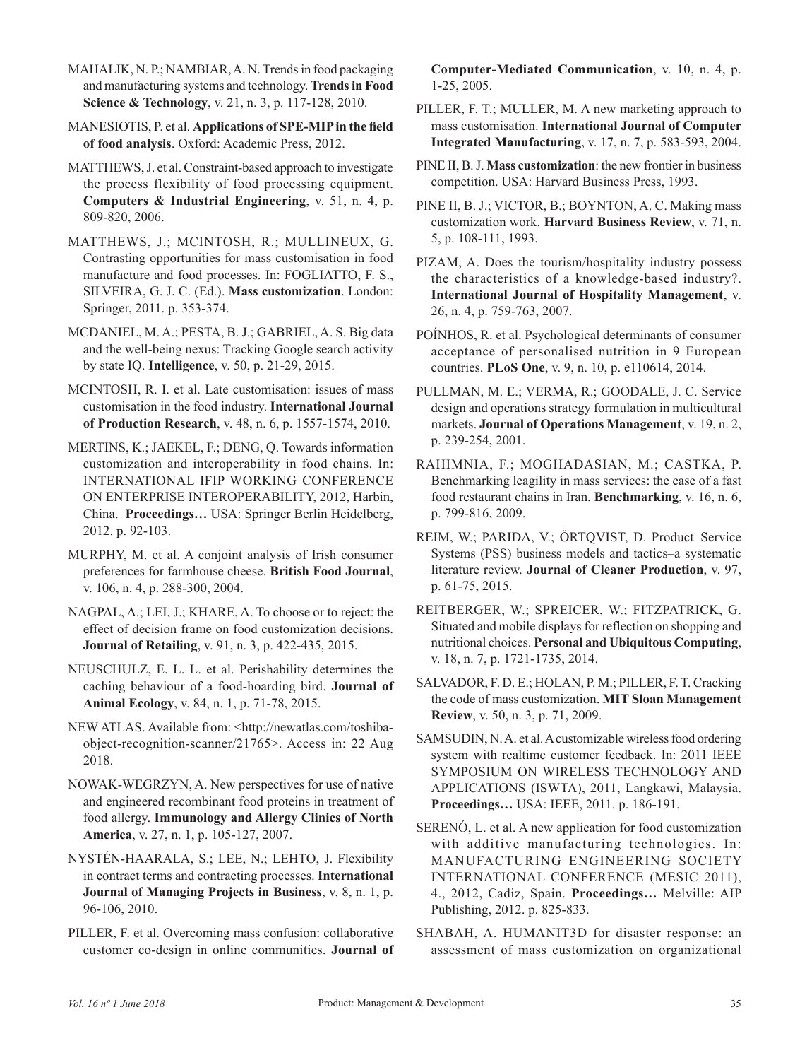MAHALIK, N. P.; NAMBIAR, A. N. Trends in food packaging and manufacturing systems and technology. **Trends in Food Science & Technology**, v. 21, n. 3, p. 117-128, 2010.

MANESIOTIS, P. et al. **Applications of SPE-MIP in the field of food analysis**. Oxford: Academic Press, 2012.

MATTHEWS, J. et al. Constraint-based approach to investigate the process flexibility of food processing equipment. **Computers & Industrial Engineering**, v. 51, n. 4, p. 809-820, 2006.

MATTHEWS, J.; MCINTOSH, R.; MULLINEUX, G. Contrasting opportunities for mass customisation in food manufacture and food processes. In: FOGLIATTO, F. S., SILVEIRA, G. J. C. (Ed.). **Mass customization**. London: Springer, 2011. p. 353-374.

MCDANIEL, M. A.; PESTA, B. J.; GABRIEL, A. S. Big data and the well-being nexus: Tracking Google search activity by state IQ. **Intelligence**, v. 50, p. 21-29, 2015.

MCINTOSH, R. I. et al. Late customisation: issues of mass customisation in the food industry. **International Journal of Production Research**, v. 48, n. 6, p. 1557-1574, 2010.

MERTINS, K.; JAEKEL, F.; DENG, Q. Towards information customization and interoperability in food chains. In: INTERNATIONAL IFIP WORKING CONFERENCE ON ENTERPRISE INTEROPERABILITY, 2012, Harbin, China. **Proceedings…** USA: Springer Berlin Heidelberg, 2012. p. 92-103.

MURPHY, M. et al. A conjoint analysis of Irish consumer preferences for farmhouse cheese. **British Food Journal**, v. 106, n. 4, p. 288-300, 2004.

NAGPAL, A.; LEI, J.; KHARE, A. To choose or to reject: the effect of decision frame on food customization decisions. **Journal of Retailing**, v. 91, n. 3, p. 422-435, 2015.

NEUSCHULZ, E. L. L. et al. Perishability determines the caching behaviour of a food-hoarding bird. **Journal of Animal Ecology**, v. 84, n. 1, p. 71-78, 2015.

NEW ATLAS. Available from: <http://newatlas.com/toshiba-object-recognition-scanner/21765>. Access in: 22 Aug 2018.

NOWAK-WEGRZYN, A. New perspectives for use of native and engineered recombinant food proteins in treatment of food allergy. **Immunology and Allergy Clinics of North America**, v. 27, n. 1, p. 105-127, 2007.

NYSTÉN-HAARALA, S.; LEE, N.; LEHTO, J. Flexibility in contract terms and contracting processes. **International Journal of Managing Projects in Business**, v. 8, n. 1, p. 96-106, 2010.

PILLER, F. et al. Overcoming mass confusion: collaborative customer co-design in online communities. **Journal of Computer-Mediated Communication**, v. 10, n. 4, p. 1-25, 2005.

PILLER, F. T.; MULLER, M. A new marketing approach to mass customisation. **International Journal of Computer Integrated Manufacturing**, v. 17, n. 7, p. 583-593, 2004.

PINE II, B. J. **Mass customization**: the new frontier in business competition. USA: Harvard Business Press, 1993.

PINE II, B. J.; VICTOR, B.; BOYNTON, A. C. Making mass customization work. **Harvard Business Review**, v. 71, n. 5, p. 108-111, 1993.

PIZAM, A. Does the tourism/hospitality industry possess the characteristics of a knowledge-based industry?. **International Journal of Hospitality Management**, v. 26, n. 4, p. 759-763, 2007.

POÍNHOS, R. et al. Psychological determinants of consumer acceptance of personalised nutrition in 9 European countries. **PLoS One**, v. 9, n. 10, p. e110614, 2014.

PULLMAN, M. E.; VERMA, R.; GOODALE, J. C. Service design and operations strategy formulation in multicultural markets. **Journal of Operations Management**, v. 19, n. 2, p. 239-254, 2001.

RAHIMNIA, F.; MOGHADASIAN, M.; CASTKA, P. Benchmarking leagility in mass services: the case of a fast food restaurant chains in Iran. **Benchmarking**, v. 16, n. 6, p. 799-816, 2009.

REIM, W.; PARIDA, V.; ÖRTQVIST, D. Product–Service Systems (PSS) business models and tactics–a systematic literature review. **Journal of Cleaner Production**, v. 97, p. 61-75, 2015.

REITBERGER, W.; SPREICER, W.; FITZPATRICK, G. Situated and mobile displays for reflection on shopping and nutritional choices. **Personal and Ubiquitous Computing**, v. 18, n. 7, p. 1721-1735, 2014.

SALVADOR, F. D. E.; HOLAN, P. M.; PILLER, F. T. Cracking the code of mass customization. **MIT Sloan Management Review**, v. 50, n. 3, p. 71, 2009.

SAMSUDIN, N. A. et al. A customizable wireless food ordering system with realtime customer feedback. In: 2011 IEEE SYMPOSIUM ON WIRELESS TECHNOLOGY AND APPLICATIONS (ISWTA), 2011, Langkawi, Malaysia. **Proceedings…** USA: IEEE, 2011. p. 186-191.

SERENÓ, L. et al. A new application for food customization with additive manufacturing technologies. In: MANUFACTURING ENGINEERING SOCIETY INTERNATIONAL CONFERENCE (MESIC 2011), 4., 2012, Cadiz, Spain. **Proceedings…** Melville: AIP Publishing, 2012. p. 825-833.

SHABAH, A. HUMANIT3D for disaster response: an assessment of mass customization on organizational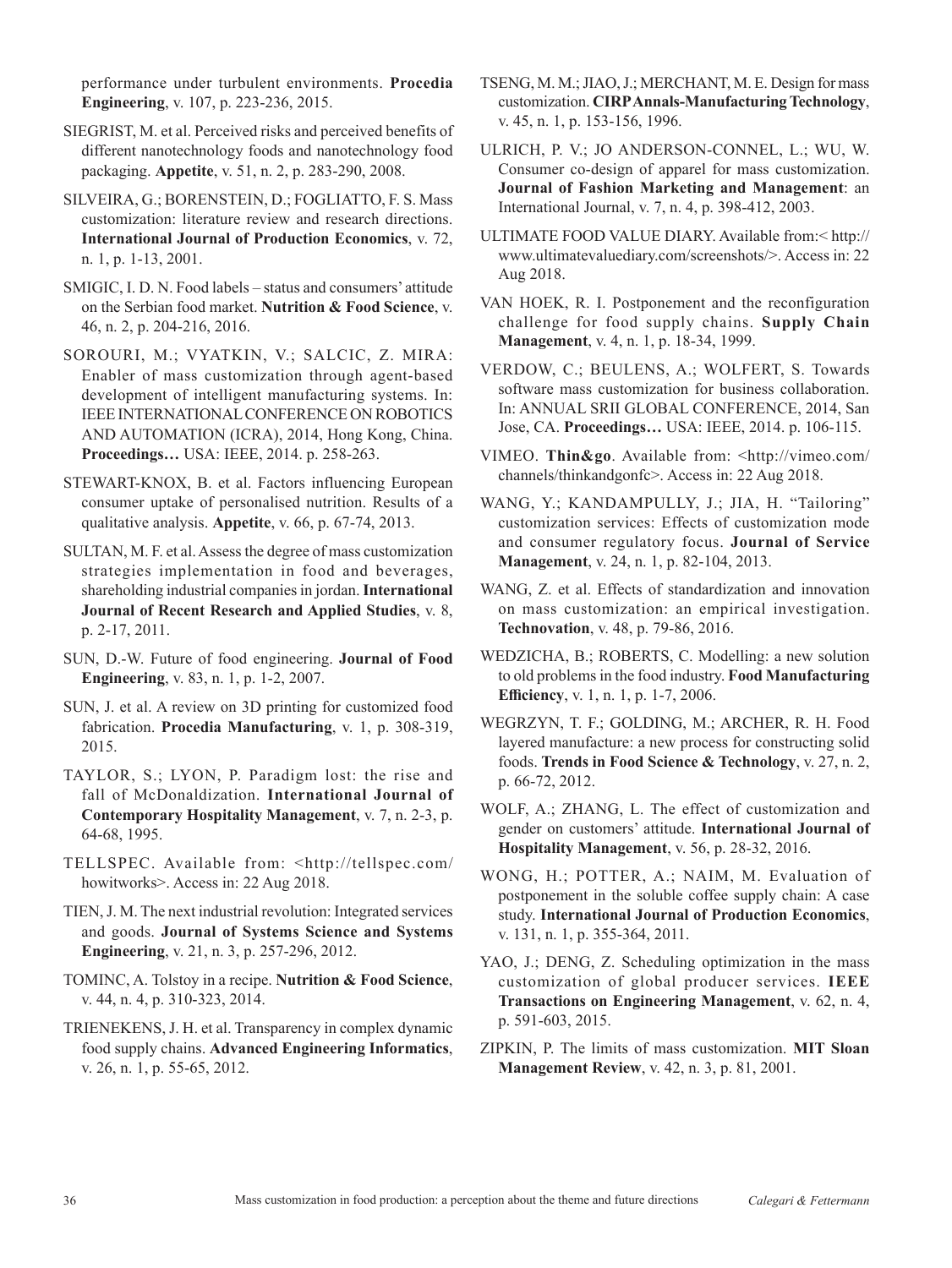performance under turbulent environments. **Procedia Engineering**, v. 107, p. 223-236, 2015.

SIEGRIST, M. et al. Perceived risks and perceived benefits of different nanotechnology foods and nanotechnology food packaging. **Appetite**, v. 51, n. 2, p. 283-290, 2008.

SILVEIRA, G.; BORENSTEIN, D.; FOGLIATTO, F. S. Mass customization: literature review and research directions. **International Journal of Production Economics**, v. 72, n. 1, p. 1-13, 2001.

SMIGIC, I. D. N. Food labels – status and consumers' attitude on the Serbian food market. **Nutrition & Food Science**, v. 46, n. 2, p. 204-216, 2016.

SOROURI, M.; VYATKIN, V.; SALCIC, Z. MIRA: Enabler of mass customization through agent-based development of intelligent manufacturing systems. In: IEEE INTERNATIONAL CONFERENCE ON ROBOTICS AND AUTOMATION (ICRA), 2014, Hong Kong, China. **Proceedings…** USA: IEEE, 2014. p. 258-263.

STEWART-KNOX, B. et al. Factors influencing European consumer uptake of personalised nutrition. Results of a qualitative analysis. **Appetite**, v. 66, p. 67-74, 2013.

SULTAN, M. F. et al. Assess the degree of mass customization strategies implementation in food and beverages, shareholding industrial companies in jordan. **International Journal of Recent Research and Applied Studies**, v. 8, p. 2-17, 2011.

SUN, D.-W. Future of food engineering. **Journal of Food Engineering**, v. 83, n. 1, p. 1-2, 2007.

SUN, J. et al. A review on 3D printing for customized food fabrication. **Procedia Manufacturing**, v. 1, p. 308-319, 2015.

TAYLOR, S.; LYON, P. Paradigm lost: the rise and fall of McDonaldization. **International Journal of Contemporary Hospitality Management**, v. 7, n. 2-3, p. 64-68, 1995.

TELLSPEC. Available from: <http://tellspec.com/howitworks>. Access in: 22 Aug 2018.

TIEN, J. M. The next industrial revolution: Integrated services and goods. **Journal of Systems Science and Systems Engineering**, v. 21, n. 3, p. 257-296, 2012.

TOMINC, A. Tolstoy in a recipe. **Nutrition & Food Science**, v. 44, n. 4, p. 310-323, 2014.

TRIENEKENS, J. H. et al. Transparency in complex dynamic food supply chains. **Advanced Engineering Informatics**, v. 26, n. 1, p. 55-65, 2012.

TSENG, M. M.; JIAO, J.; MERCHANT, M. E. Design for mass customization. **CIRP Annals-Manufacturing Technology**, v. 45, n. 1, p. 153-156, 1996.

ULRICH, P. V.; JO ANDERSON-CONNEL, L.; WU, W. Consumer co-design of apparel for mass customization. **Journal of Fashion Marketing and Management**: an International Journal, v. 7, n. 4, p. 398-412, 2003.

ULTIMATE FOOD VALUE DIARY. Available from:< http://www.ultimatevaluediary.com/screenshots/>. Access in: 22 Aug 2018.

VAN HOEK, R. I. Postponement and the reconfiguration challenge for food supply chains. **Supply Chain Management**, v. 4, n. 1, p. 18-34, 1999.

VERDOW, C.; BEULENS, A.; WOLFERT, S. Towards software mass customization for business collaboration. In: ANNUAL SRII GLOBAL CONFERENCE, 2014, San Jose, CA. **Proceedings…** USA: IEEE, 2014. p. 106-115.

VIMEO. **Thin&go**. Available from: <http://vimeo.com/channels/thinkandgonfc>. Access in: 22 Aug 2018.

WANG, Y.; KANDAMPULLY, J.; JIA, H. "Tailoring" customization services: Effects of customization mode and consumer regulatory focus. **Journal of Service Management**, v. 24, n. 1, p. 82-104, 2013.

WANG, Z. et al. Effects of standardization and innovation on mass customization: an empirical investigation. **Technovation**, v. 48, p. 79-86, 2016.

WEDZICHA, B.; ROBERTS, C. Modelling: a new solution to old problems in the food industry. **Food Manufacturing Efficiency**, v. 1, n. 1, p. 1-7, 2006.

WEGRZYN, T. F.; GOLDING, M.; ARCHER, R. H. Food layered manufacture: a new process for constructing solid foods. **Trends in Food Science & Technology**, v. 27, n. 2, p. 66-72, 2012.

WOLF, A.; ZHANG, L. The effect of customization and gender on customers' attitude. **International Journal of Hospitality Management**, v. 56, p. 28-32, 2016.

WONG, H.; POTTER, A.; NAIM, M. Evaluation of postponement in the soluble coffee supply chain: A case study. **International Journal of Production Economics**, v. 131, n. 1, p. 355-364, 2011.

YAO, J.; DENG, Z. Scheduling optimization in the mass customization of global producer services. **IEEE Transactions on Engineering Management**, v. 62, n. 4, p. 591-603, 2015.

ZIPKIN, P. The limits of mass customization. **MIT Sloan Management Review**, v. 42, n. 3, p. 81, 2001.